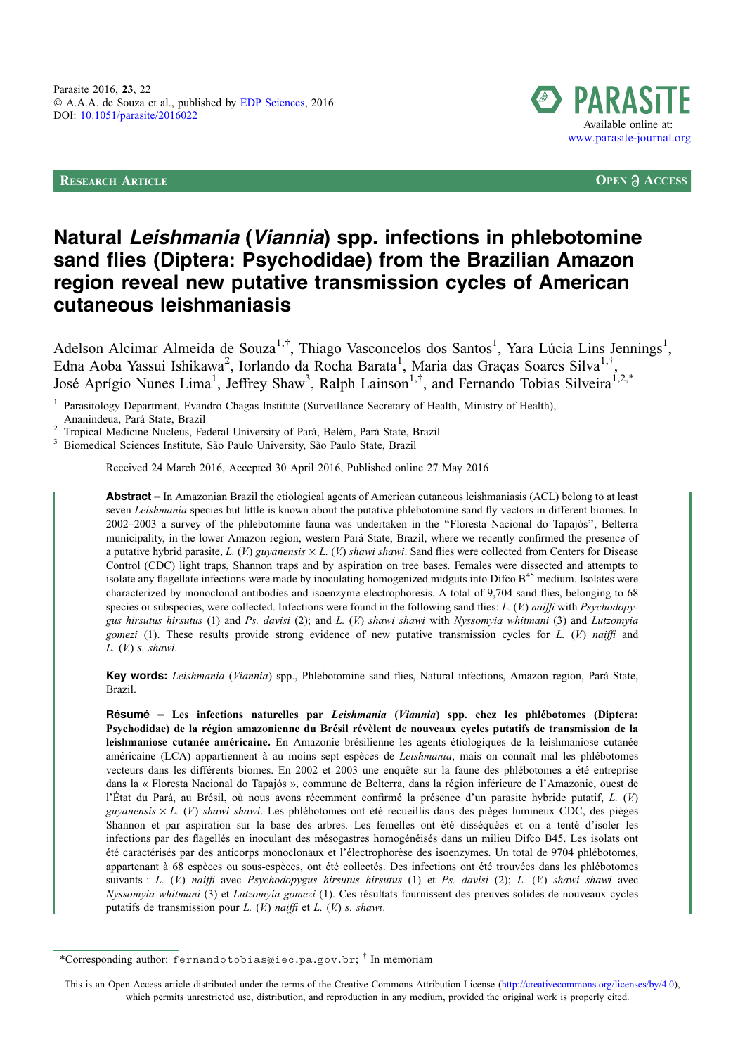RESEARCH ARTICLE

OPEN ACCESS

# Natural *Leishmania* (*Viannia*) spp. infections in phlebotomine sand flies (Diptera: Psychodidae) from the Brazilian Amazon region reveal new putative transmission cycles of American cutaneous leishmaniasis

Adelson Alcimar Almeida de Souza[1,†], Thiago Vasconcelos dos Santos[1], Yara Lúcia Lins Jennings[1], Edna Aoba Yassui Ishikawa[2], Iorlando da Rocha Barata[1], Maria das Graças Soares Silva[1,†], José Aprígio Nunes Lima[1], Jeffrey Shaw[3], Ralph Lainson[1,†], and Fernando Tobias Silveira[1,2,*]

[1] Parasitology Department, Evandro Chagas Institute (Surveillance Secretary of Health, Ministry of Health), Ananindeua, Pará State, Brazil
[2] Tropical Medicine Nucleus, Federal University of Pará, Belém, Pará State, Brazil
[3] Biomedical Sciences Institute, São Paulo University, São Paulo State, Brazil

Received 24 March 2016, Accepted 30 April 2016, Published online 27 May 2016

**Abstract** – In Amazonian Brazil the etiological agents of American cutaneous leishmaniasis (ACL) belong to at least seven *Leishmania* species but little is known about the putative phlebotomine sand fly vectors in different biomes. In 2002–2003 a survey of the phlebotomine fauna was undertaken in the "Floresta Nacional do Tapajós", Belterra municipality, in the lower Amazon region, western Pará State, Brazil, where we recently confirmed the presence of a putative hybrid parasite, *L.* (*V.*) *guyanensis* × *L.* (*V.*) *shawi shawi*. Sand flies were collected from Centers for Disease Control (CDC) light traps, Shannon traps and by aspiration on tree bases. Females were dissected and attempts to isolate any flagellate infections were made by inoculating homogenized midguts into Difco B[45] medium. Isolates were characterized by monoclonal antibodies and isoenzyme electrophoresis. A total of 9,704 sand flies, belonging to 68 species or subspecies, were collected. Infections were found in the following sand flies: *L.* (*V.*) *naiffi* with *Psychodopygus hirsutus hirsutus* (1) and *Ps. davisi* (2); and *L.* (*V.*) *shawi shawi* with *Nyssomyia whitmani* (3) and *Lutzomyia gomezi* (1). These results provide strong evidence of new putative transmission cycles for *L.* (*V.*) *naiffi* and *L.* (*V.*) *s. shawi.*

**Key words:** *Leishmania* (*Viannia*) spp., Phlebotomine sand flies, Natural infections, Amazon region, Pará State, Brazil.

**Résumé** – **Les infections naturelles par *Leishmania* (*Viannia*) spp. chez les phlébotomes (Diptera: Psychodidae) de la région amazonienne du Brésil révèlent de nouveaux cycles putatifs de transmission de la leishmaniose cutanée américaine.** En Amazonie brésilienne les agents étiologiques de la leishmaniose cutanée américaine (LCA) appartiennent à au moins sept espèces de *Leishmania*, mais on connaît mal les phlébotomes vecteurs dans les différents biomes. En 2002 et 2003 une enquête sur la faune des phlébotomes a été entreprise dans la « Floresta Nacional do Tapajós », commune de Belterra, dans la région inférieure de l'Amazonie, ouest de l'État du Pará, au Brésil, où nous avons récemment confirmé la présence d'un parasite hybride putatif, *L.* (*V.*) *guyanensis* × *L.* (*V.*) *shawi shawi*. Les phlébotomes ont été recueillis dans des pièges lumineux CDC, des pièges Shannon et par aspiration sur la base des arbres. Les femelles ont été disséquées et on a tenté d'isoler les infections par des flagellés en inoculant des mésogastres homogénéisés dans un milieu Difco B45. Les isolats ont été caractérisés par des anticorps monoclonaux et l'électrophorèse des isoenzymes. Un total de 9704 phlébotomes, appartenant à 68 espèces ou sous-espèces, ont été collectés. Des infections ont été trouvées dans les phlébotomes suivants : *L.* (*V.*) *naiffi* avec *Psychodopygus hirsutus hirsutus* (1) et *Ps. davisi* (2); *L.* (*V.*) *shawi shawi* avec *Nyssomyia whitmani* (3) et *Lutzomyia gomezi* (1). Ces résultats fournissent des preuves solides de nouveaux cycles putatifs de transmission pour *L.* (*V.*) *naiffi* et *L.* (*V.*) *s. shawi*.

*Corresponding author: fernandotobias@iec.pa.gov.br; † In memoriam

This is an Open Access article distributed under the terms of the Creative Commons Attribution License (http://creativecommons.org/licenses/by/4.0), which permits unrestricted use, distribution, and reproduction in any medium, provided the original work is properly cited.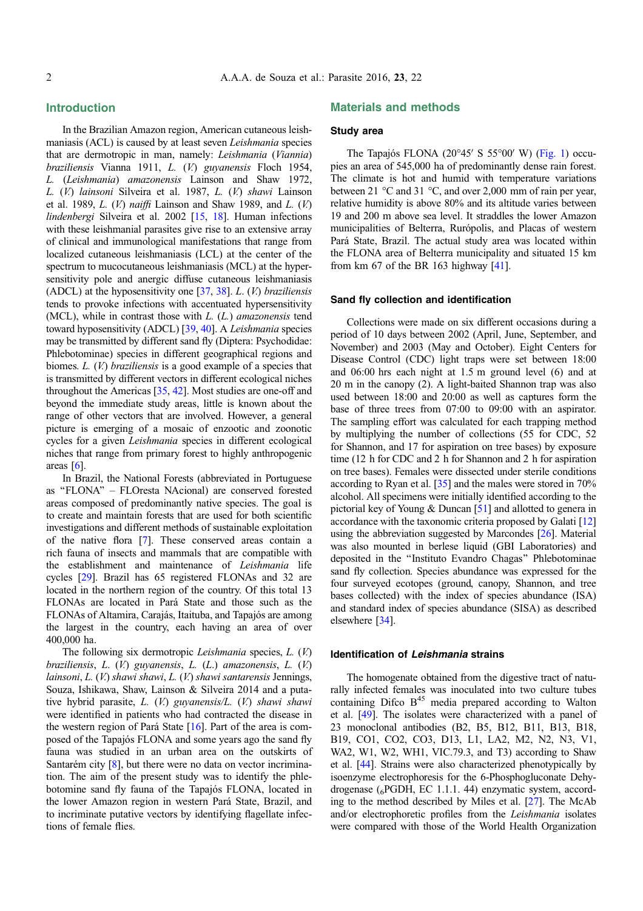## Introduction

In the Brazilian Amazon region, American cutaneous leishmaniasis (ACL) is caused by at least seven *Leishmania* species that are dermotropic in man, namely: *Leishmania* (*Viannia*) *braziliensis* Vianna 1911, *L.* (*V.*) *guyanensis* Floch 1954, *L.* (*Leishmania*) *amazonensis* Lainson and Shaw 1972, *L.* (*V.*) *lainsoni* Silveira et al. 1987, *L.* (*V.*) *shawi* Lainson et al. 1989, *L.* (*V.*) *naiffi* Lainson and Shaw 1989, and *L.* (*V.*) *lindenbergi* Silveira et al. 2002 [15, 18]. Human infections with these leishmanial parasites give rise to an extensive array of clinical and immunological manifestations that range from localized cutaneous leishmaniasis (LCL) at the center of the spectrum to mucocutaneous leishmaniasis (MCL) at the hypersensitivity pole and anergic diffuse cutaneous leishmaniasis (ADCL) at the hyposensitivity one [37, 38]. *L.* (*V.*) *braziliensis* tends to provoke infections with accentuated hypersensitivity (MCL), while in contrast those with *L.* (*L.*) *amazonensis* tend toward hyposensitivity (ADCL) [39, 40]. A *Leishmania* species may be transmitted by different sand fly (Diptera: Psychodidae: Phlebotominae) species in different geographical regions and biomes. *L.* (*V.*) *braziliensis* is a good example of a species that is transmitted by different vectors in different ecological niches throughout the Americas [35, 42]. Most studies are one-off and beyond the immediate study areas, little is known about the range of other vectors that are involved. However, a general picture is emerging of a mosaic of enzootic and zoonotic cycles for a given *Leishmania* species in different ecological niches that range from primary forest to highly anthropogenic areas [6].

In Brazil, the National Forests (abbreviated in Portuguese as "FLONA" – FLOresta NAcional) are conserved forested areas composed of predominantly native species. The goal is to create and maintain forests that are used for both scientific investigations and different methods of sustainable exploitation of the native flora [7]. These conserved areas contain a rich fauna of insects and mammals that are compatible with the establishment and maintenance of *Leishmania* life cycles [29]. Brazil has 65 registered FLONAs and 32 are located in the northern region of the country. Of this total 13 FLONAs are located in Pará State and those such as the FLONAs of Altamira, Carajás, Itaituba, and Tapajós are among the largest in the country, each having an area of over 400,000 ha.

The following six dermotropic *Leishmania* species, *L.* (*V.*) *braziliensis*, *L.* (*V.*) *guyanensis*, *L.* (*L.*) *amazonensis*, *L.* (*V.*) *lainsoni*, *L.* (*V.*) *shawi shawi*, *L.* (*V.*) *shawi santarensis* Jennings, Souza, Ishikawa, Shaw, Lainson & Silveira 2014 and a putative hybrid parasite, *L.* (*V.*) *guyanensis*/*L.* (*V.*) *shawi shawi* were identified in patients who had contracted the disease in the western region of Pará State [16]. Part of the area is composed of the Tapajós FLONA and some years ago the sand fly fauna was studied in an urban area on the outskirts of Santarém city [8], but there were no data on vector incrimination. The aim of the present study was to identify the phlebotomine sand fly fauna of the Tapajós FLONA, located in the lower Amazon region in western Pará State, Brazil, and to incriminate putative vectors by identifying flagellate infections of female flies.

## Materials and methods

### Study area

The Tapajós FLONA (20°45′ S 55°00′ W) (Fig. 1) occupies an area of 545,000 ha of predominantly dense rain forest. The climate is hot and humid with temperature variations between 21 °C and 31 °C, and over 2,000 mm of rain per year, relative humidity is above 80% and its altitude varies between 19 and 200 m above sea level. It straddles the lower Amazon municipalities of Belterra, Rurópolis, and Placas of western Pará State, Brazil. The actual study area was located within the FLONA area of Belterra municipality and situated 15 km from km 67 of the BR 163 highway [41].

### Sand fly collection and identification

Collections were made on six different occasions during a period of 10 days between 2002 (April, June, September, and November) and 2003 (May and October). Eight Centers for Disease Control (CDC) light traps were set between 18:00 and 06:00 hrs each night at 1.5 m ground level (6) and at 20 m in the canopy (2). A light-baited Shannon trap was also used between 18:00 and 20:00 as well as captures form the base of three trees from 07:00 to 09:00 with an aspirator. The sampling effort was calculated for each trapping method by multiplying the number of collections (55 for CDC, 52 for Shannon, and 17 for aspiration on tree bases) by exposure time (12 h for CDC and 2 h for Shannon and 2 h for aspiration on tree bases). Females were dissected under sterile conditions according to Ryan et al. [35] and the males were stored in 70% alcohol. All specimens were initially identified according to the pictorial key of Young & Duncan [51] and allotted to genera in accordance with the taxonomic criteria proposed by Galati [12] using the abbreviation suggested by Marcondes [26]. Material was also mounted in berlese liquid (GBI Laboratories) and deposited in the "Instituto Evandro Chagas" Phlebotominae sand fly collection. Species abundance was expressed for the four surveyed ecotopes (ground, canopy, Shannon, and tree bases collected) with the index of species abundance (ISA) and standard index of species abundance (SISA) as described elsewhere [34].

### Identification of *Leishmania* strains

The homogenate obtained from the digestive tract of naturally infected females was inoculated into two culture tubes containing Difco B[45] media prepared according to Walton et al. [49]. The isolates were characterized with a panel of 23 monoclonal antibodies (B2, B5, B12, B11, B13, B18, B19, CO1, CO2, CO3, D13, L1, LA2, M2, N2, N3, V1, WA2, W1, W2, WH1, VIC.79.3, and T3) according to Shaw et al. [44]. Strains were also characterized phenotypically by isoenzyme electrophoresis for the 6-Phosphogluconate Dehydrogenase ($_6$PGDH, EC 1.1.1. 44) enzymatic system, according to the method described by Miles et al. [27]. The McAb and/or electrophoretic profiles from the *Leishmania* isolates were compared with those of the World Health Organization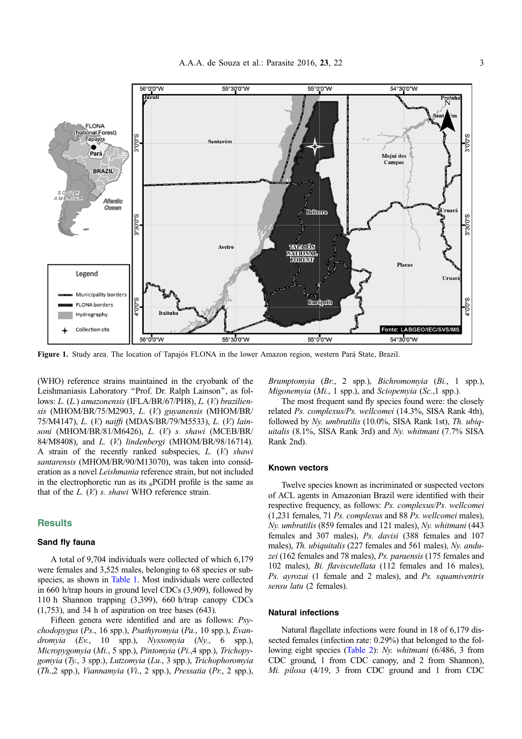Figure 1. Study area. The location of Tapajós FLONA in the lower Amazon region, western Pará State, Brazil.

(WHO) reference strains maintained in the cryobank of the Leishmaniasis Laboratory "Prof. Dr. Ralph Lainson", as follows: *L.* (*L.*) *amazonensis* (IFLA/BR/67/PH8), *L.* (*V.*) *braziliensis* (MHOM/BR/75/M2903, *L.* (*V.*) *guyanensis* (MHOM/BR/75/M4147), *L.* (*V.*) *naiffi* (MDAS/BR/79/M5533), *L.* (*V.*) *lainsoni* (MHOM/BR/81/M6426), *L.* (*V.*) *s. shawi* (MCEB/BR/84/M8408), and *L.* (*V.*) *lindenbergi* (MHOM/BR/98/16714). A strain of the recently ranked subspecies, *L.* (*V.*) *shawi santarensis* (MHOM/BR/90/M13070), was taken into consideration as a novel *Leishmania* reference strain, but not included in the electrophoretic run as its $_6$PGDH profile is the same as that of the *L.* (*V.*) *s. shawi* WHO reference strain.

## Results

### Sand fly fauna

A total of 9,704 individuals were collected of which 6,179 were females and 3,525 males, belonging to 68 species or subspecies, as shown in Table 1. Most individuals were collected in 660 h/trap hours in ground level CDCs (3,909), followed by 110 h Shannon trapping (3,399), 660 h/trap canopy CDCs (1,753), and 34 h of aspiration on tree bases (643).

Fifteen genera were identified and are as follows: *Psychodopygus* (*Ps.*, 16 spp.), *Psathyromyia* (*Pa.*, 10 spp.), *Evandromyia* (*Ev.*, 10 spp.), *Nyssomyia* (*Ny.*, 6 spp.), *Micropygomyia* (*Mi.*, 5 spp.), *Pintomyia* (*Pi.*,4 spp.), *Trichopygomyia* (*Ty.*, 3 spp.), *Lutzomyia* (*Lu.*, 3 spp.), *Trichophoromyia* (*Th.*,2 spp.), *Viannamyia* (*Vi.*, 2 spp.), *Pressatia* (*Pr.*, 2 spp.), *Brumptomyia* (*Br.*, 2 spp.), *Bichromomyia* (*Bi.*, 1 spp.), *Migonemyia* (*Mi.*, 1 spp.), and *Sciopemyia* (*Sc.*,1 spp.).

The most frequent sand fly species found were: the closely related *Ps. complexus*/*Ps. wellcomei* (14.3%, SISA Rank 4th), followed by *Ny. umbratilis* (10.0%, SISA Rank 1st), *Th. ubiquitalis* (8.1%, SISA Rank 3rd) and *Ny. whitmani* (7.7% SISA Rank 2nd).

### Known vectors

Twelve species known as incriminated or suspected vectors of ACL agents in Amazonian Brazil were identified with their respective frequency, as follows: *Ps. complexus*/*Ps. wellcomei* (1,231 females, 71 *Ps. complexus* and 88 *Ps. wellcomei* males), *Ny. umbratilis* (859 females and 121 males), *Ny. whitmani* (443 females and 307 males), *Ps. davisi* (388 females and 107 males), *Th. ubiquitalis* (227 females and 561 males), *Ny. anduzei* (162 females and 78 males), *Ps. paraensis* (175 females and 102 males), *Bi. flaviscutellata* (112 females and 16 males), *Ps. ayrozai* (1 female and 2 males), and *Ps. squamiventris sensu latu* (2 females).

### Natural infections

Natural flagellate infections were found in 18 of 6,179 dissected females (infection rate: 0.29%) that belonged to the following eight species (Table 2): *Ny. whitmani* (6/486, 3 from CDC ground, 1 from CDC canopy, and 2 from Shannon), *Mi. pilosa* (4/19, 3 from CDC ground and 1 from CDC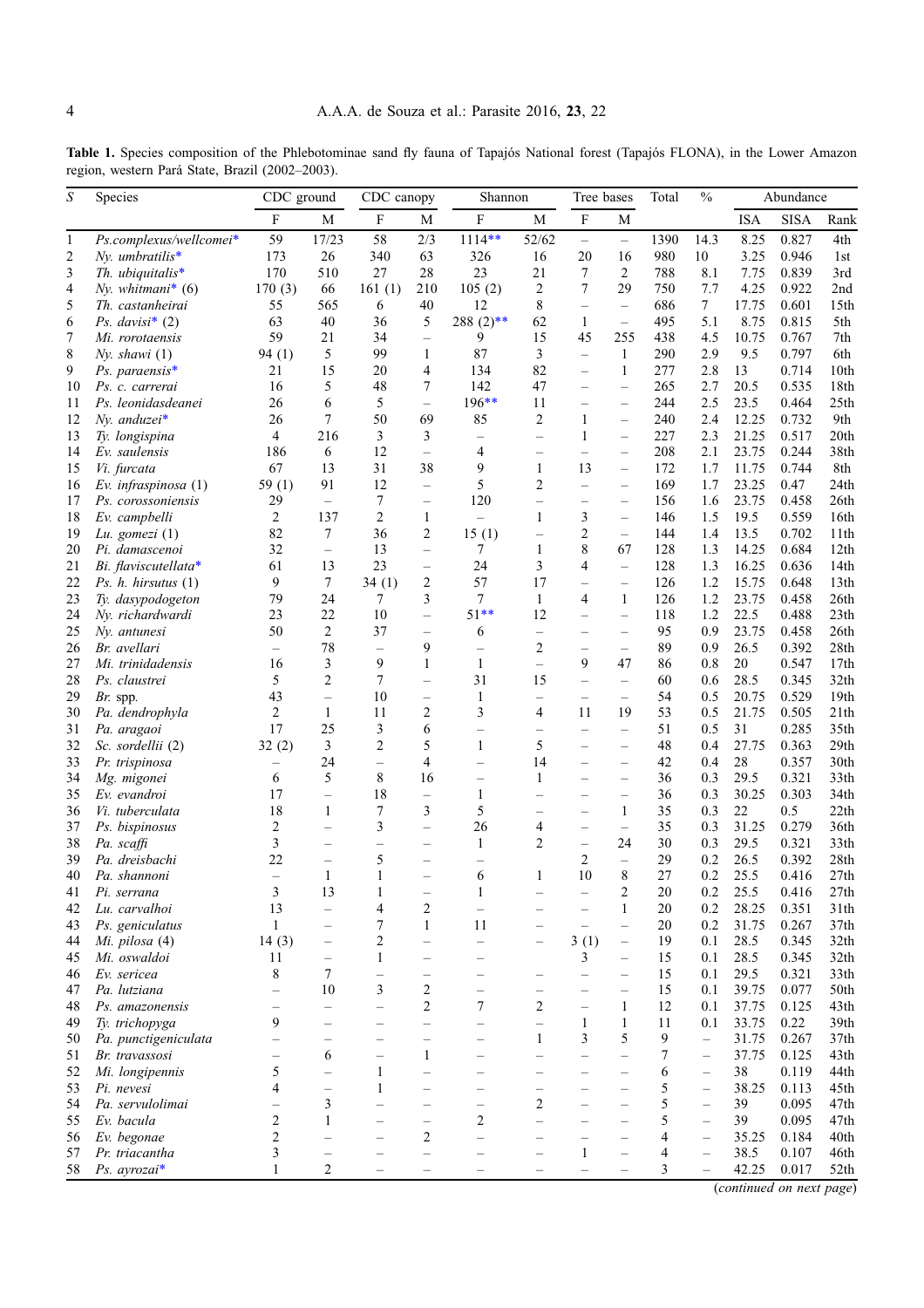**Table 1.** Species composition of the Phlebotominae sand fly fauna of Tapajós National forest (Tapajós FLONA), in the Lower Amazon region, western Pará State, Brazil (2002–2003).

| S | Species | CDC ground | | CDC canopy | | Shannon | | Tree bases | | Total | % | Abundance | | |
|---|---|---|---|---|---|---|---|---|---|---|---|---|---|---|
| | | F | M | F | M | F | M | F | M | | | ISA | SISA | Rank |
| 1 | *Ps.complexus/wellcomei** | 59 | 17/23 | 58 | 2/3 | 1114** | 52/62 | – | – | 1390 | 14.3 | 8.25 | 0.827 | 4th |
| 2 | *Ny. umbratilis** | 173 | 26 | 340 | 63 | 326 | 16 | 20 | 16 | 980 | 10 | 3.25 | 0.946 | 1st |
| 3 | *Th. ubiquitalis** | 170 | 510 | 27 | 28 | 23 | 21 | 7 | 2 | 788 | 8.1 | 7.75 | 0.839 | 3rd |
| 4 | *Ny. whitmani** (6) | 170 (3) | 66 | 161 (1) | 210 | 105 (2) | 2 | 7 | 29 | 750 | 7.7 | 4.25 | 0.922 | 2nd |
| 5 | *Th. castanheirai* | 55 | 565 | 6 | 40 | 12 | 8 | – | – | 686 | 7 | 17.75 | 0.601 | 15th |
| 6 | *Ps. davisi** (2) | 63 | 40 | 36 | 5 | 288 (2)** | 62 | 1 | – | 495 | 5.1 | 8.75 | 0.815 | 5th |
| 7 | *Mi. rorotaensis* | 59 | 21 | 34 | – | 9 | 15 | 45 | 255 | 438 | 4.5 | 10.75 | 0.767 | 7th |
| 8 | *Ny. shawi* (1) | 94 (1) | 5 | 99 | 1 | 87 | 3 | – | 1 | 290 | 2.9 | 9.5 | 0.797 | 6th |
| 9 | *Ps. paraensis** | 21 | 15 | 20 | 4 | 134 | 82 | – | 1 | 277 | 2.8 | 13 | 0.714 | 10th |
| 10 | *Ps. c. carrerai* | 16 | 5 | 48 | 7 | 142 | 47 | – | – | 265 | 2.7 | 20.5 | 0.535 | 18th |
| 11 | *Ps. leonidasdeanei* | 26 | 6 | 5 | – | 196** | 11 | – | – | 244 | 2.5 | 23.5 | 0.464 | 25th |
| 12 | *Ny. anduzei** | 26 | 7 | 50 | 69 | 85 | 2 | 1 | – | 240 | 2.4 | 12.25 | 0.732 | 9th |
| 13 | *Ty. longispina* | 4 | 216 | 3 | 3 | – | – | 1 | – | 227 | 2.3 | 21.25 | 0.517 | 20th |
| 14 | *Ev. saulensis* | 186 | 6 | 12 | – | 4 | – | – | – | 208 | 2.1 | 23.75 | 0.244 | 38th |
| 15 | *Vi. furcata* | 67 | 13 | 31 | 38 | 9 | 1 | 13 | – | 172 | 1.7 | 11.75 | 0.744 | 8th |
| 16 | *Ev. infraspinosa* (1) | 59 (1) | 91 | 12 | – | 5 | 2 | – | – | 169 | 1.7 | 23.25 | 0.47 | 24th |
| 17 | *Ps. corossoniensis* | 29 | – | 7 | – | 120 | – | – | – | 156 | 1.6 | 23.75 | 0.458 | 26th |
| 18 | *Ev. campbelli* | 2 | 137 | 2 | 1 | – | 1 | 3 | – | 146 | 1.5 | 19.5 | 0.559 | 16th |
| 19 | *Lu. gomezi* (1) | 82 | 7 | 36 | 2 | 15 (1) | – | 2 | – | 144 | 1.4 | 13.5 | 0.702 | 11th |
| 20 | *Pi. damascenoi* | 32 | – | 13 | – | 7 | 1 | 8 | 67 | 128 | 1.3 | 14.25 | 0.684 | 12th |
| 21 | *Bi. flaviscutellata** | 61 | 13 | 23 | – | 24 | 3 | 4 | – | 128 | 1.3 | 16.25 | 0.636 | 14th |
| 22 | *Ps. h. hirsutus* (1) | 9 | 7 | 34 (1) | 2 | 57 | 17 | – | – | 126 | 1.2 | 15.75 | 0.648 | 13th |
| 23 | *Ty. dasypodogeton* | 79 | 24 | 7 | 3 | 7 | 1 | 4 | 1 | 126 | 1.2 | 23.75 | 0.458 | 26th |
| 24 | *Ny. richardwardi* | 23 | 22 | 10 | – | 51** | 12 | – | – | 118 | 1.2 | 22.5 | 0.488 | 23th |
| 25 | *Ny. antunesi* | 50 | 2 | 37 | – | 6 | – | – | – | 95 | 0.9 | 23.75 | 0.458 | 26th |
| 26 | *Br. avellari* | – | 78 | – | 9 | – | 2 | – | – | 89 | 0.9 | 26.5 | 0.392 | 28th |
| 27 | *Mi. trinidadensis* | 16 | 3 | 9 | 1 | 1 | – | 9 | 47 | 86 | 0.8 | 20 | 0.547 | 17th |
| 28 | *Ps. claustrei* | 5 | 2 | 7 | – | 31 | 15 | – | – | 60 | 0.6 | 28.5 | 0.345 | 32th |
| 29 | *Br.* spp. | 43 | – | 10 | – | 1 | – | – | – | 54 | 0.5 | 20.75 | 0.529 | 19th |
| 30 | *Pa. dendrophyla* | 2 | 1 | 11 | 2 | 3 | 4 | 11 | 19 | 53 | 0.5 | 21.75 | 0.505 | 21th |
| 31 | *Pa. aragaoi* | 17 | 25 | 3 | 6 | – | – | – | – | 51 | 0.5 | 31 | 0.285 | 35th |
| 32 | *Sc. sordellii* (2) | 32 (2) | 3 | 2 | 5 | 1 | 5 | – | – | 48 | 0.4 | 27.75 | 0.363 | 29th |
| 33 | *Pr. trispinosa* | – | 24 | – | 4 | – | 14 | – | – | 42 | 0.4 | 28 | 0.357 | 30th |
| 34 | *Mg. migonei* | 6 | 5 | 8 | 16 | – | 1 | – | – | 36 | 0.3 | 29.5 | 0.321 | 33th |
| 35 | *Ev. evandroi* | 17 | – | 18 | – | 1 | – | – | – | 36 | 0.3 | 30.25 | 0.303 | 34th |
| 36 | *Vi. tuberculata* | 18 | 1 | 7 | 3 | 5 | – | – | 1 | 35 | 0.3 | 22 | 0.5 | 22th |
| 37 | *Ps. bispinosus* | 2 | – | 3 | – | 26 | 4 | – | – | 35 | 0.3 | 31.25 | 0.279 | 36th |
| 38 | *Pa. scaffi* | 3 | – | – | – | 1 | 2 | – | 24 | 30 | 0.3 | 29.5 | 0.321 | 33th |
| 39 | *Pa. dreisbachi* | 22 | – | 5 | – | – | | 2 | – | 29 | 0.2 | 26.5 | 0.392 | 28th |
| 40 | *Pa. shannoni* | – | 1 | 1 | – | 6 | 1 | 10 | 8 | 27 | 0.2 | 25.5 | 0.416 | 27th |
| 41 | *Pi. serrana* | 3 | 13 | 1 | – | 1 | – | – | 2 | 20 | 0.2 | 25.5 | 0.416 | 27th |
| 42 | *Lu. carvalhoi* | 13 | – | 4 | 2 | – | – | – | 1 | 20 | 0.2 | 28.25 | 0.351 | 31th |
| 43 | *Ps. geniculatus* | 1 | – | 7 | 1 | 11 | – | – | – | 20 | 0.2 | 31.75 | 0.267 | 37th |
| 44 | *Mi. pilosa* (4) | 14 (3) | – | 2 | – | – | – | 3 (1) | – | 19 | 0.1 | 28.5 | 0.345 | 32th |
| 45 | *Mi. oswaldoi* | 11 | – | 1 | – | – | | 3 | – | 15 | 0.1 | 28.5 | 0.345 | 32th |
| 46 | *Ev. sericea* | 8 | 7 | – | – | – | – | – | – | 15 | 0.1 | 29.5 | 0.321 | 33th |
| 47 | *Pa. lutziana* | – | 10 | 3 | 2 | – | – | – | – | 15 | 0.1 | 39.75 | 0.077 | 50th |
| 48 | *Ps. amazonensis* | – | – | – | 2 | 7 | 2 | – | 1 | 12 | 0.1 | 37.75 | 0.125 | 43th |
| 49 | *Ty. trichopyga* | 9 | – | – | – | – | – | 1 | 1 | 11 | 0.1 | 33.75 | 0.22 | 39th |
| 50 | *Pa. punctigeniculata* | – | – | – | – | – | 1 | 3 | 5 | 9 | – | 31.75 | 0.267 | 37th |
| 51 | *Br. travassosi* | – | 6 | – | 1 | – | – | – | – | 7 | – | 37.75 | 0.125 | 43th |
| 52 | *Mi. longipennis* | 5 | – | 1 | – | – | – | – | – | 6 | – | 38 | 0.119 | 44th |
| 53 | *Pi. nevesi* | 4 | – | 1 | – | – | – | – | – | 5 | – | 38.25 | 0.113 | 45th |
| 54 | *Pa. servulolimai* | – | 3 | – | – | – | 2 | – | – | 5 | – | 39 | 0.095 | 47th |
| 55 | *Ev. bacula* | 2 | 1 | – | – | 2 | – | – | – | 5 | – | 39 | 0.095 | 47th |
| 56 | *Ev. begonae* | 2 | – | – | 2 | – | – | – | – | 4 | – | 35.25 | 0.184 | 40th |
| 57 | *Pr. triacantha* | 3 | – | – | – | – | – | 1 | – | 4 | – | 38.5 | 0.107 | 46th |
| 58 | *Ps. ayrozai** | 1 | 2 | – | – | – | – | – | – | 3 | – | 42.25 | 0.017 | 52th |

(*continued on next page*)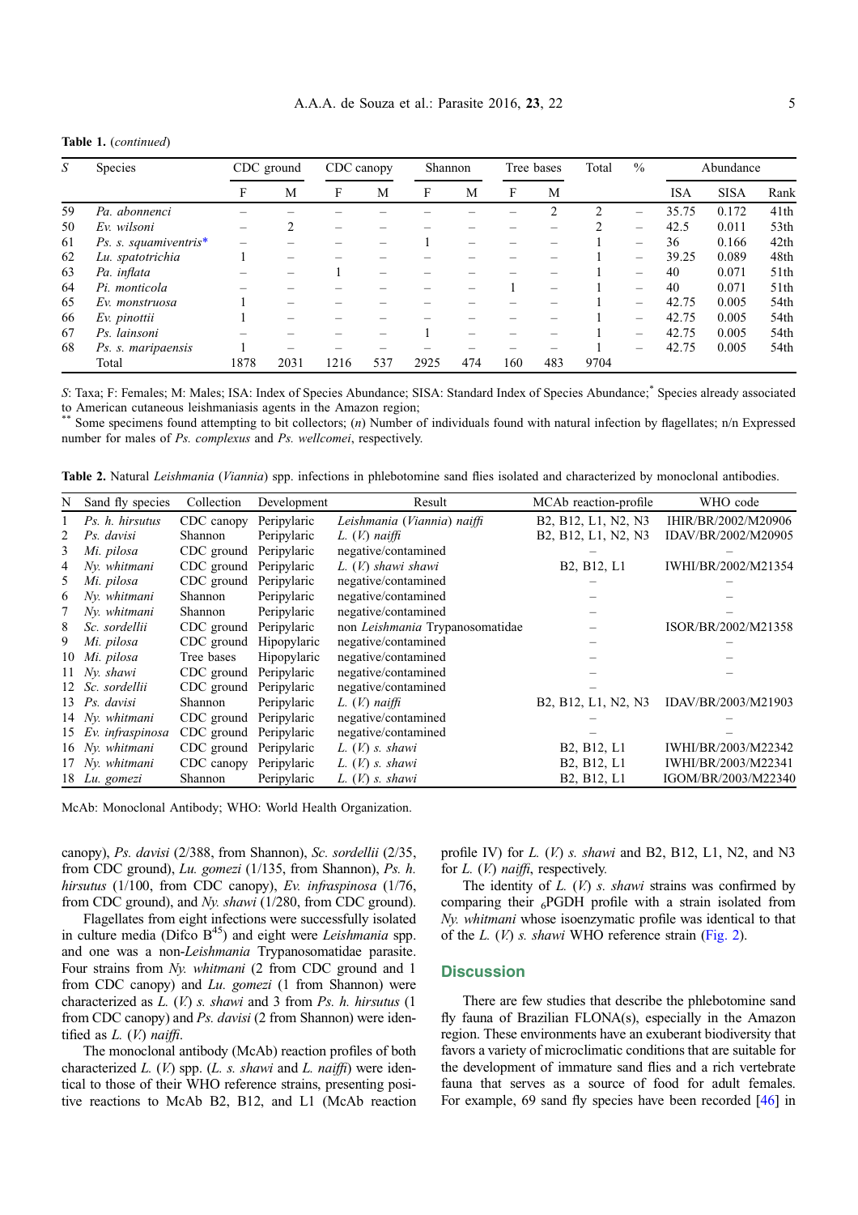**Table 1.** (*continued*)

| S | Species | CDC ground | | CDC canopy | | Shannon | | Tree bases | | Total | % | Abundance | | |
|---|---|---|---|---|---|---|---|---|---|---|---|---|---|---|
| | | F | M | F | M | F | M | F | M | | | ISA | SISA | Rank |
| 59 | *Pa. abonnenci* | – | – | – | – | – | – | – | 2 | 2 | – | 35.75 | 0.172 | 41th |
| 50 | *Ev. wilsoni* | – | 2 | – | – | – | – | – | – | 2 | – | 42.5 | 0.011 | 53th |
| 61 | *Ps. s. squamiventris** | – | – | – | – | 1 | – | – | – | 1 | – | 36 | 0.166 | 42th |
| 62 | *Lu. spatotrichia* | 1 | – | – | – | – | – | – | – | 1 | – | 39.25 | 0.089 | 48th |
| 63 | *Pa. inflata* | – | – | 1 | – | – | – | – | – | 1 | – | 40 | 0.071 | 51th |
| 64 | *Pi. monticola* | – | – | – | – | – | – | 1 | – | 1 | – | 40 | 0.071 | 51th |
| 65 | *Ev. monstruosa* | 1 | – | – | – | – | – | – | – | 1 | – | 42.75 | 0.005 | 54th |
| 66 | *Ev. pinottii* | 1 | – | – | – | – | – | – | – | 1 | – | 42.75 | 0.005 | 54th |
| 67 | *Ps. lainsoni* | – | – | – | – | 1 | – | – | – | 1 | – | 42.75 | 0.005 | 54th |
| 68 | *Ps. s. maripaensis* | 1 | – | – | – | – | – | – | – | 1 | – | 42.75 | 0.005 | 54th |
| | Total | 1878 | 2031 | 1216 | 537 | 2925 | 474 | 160 | 483 | 9704 | | | | |

S: Taxa; F: Females; M: Males; ISA: Index of Species Abundance; SISA: Standard Index of Species Abundance;* Species already associated to American cutaneous leishmaniasis agents in the Amazon region;
** Some specimens found attempting to bit collectors; (*n*) Number of individuals found with natural infection by flagellates; n/n Expressed number for males of *Ps. complexus* and *Ps. wellcomei*, respectively.

**Table 2.** Natural *Leishmania* (*Viannia*) spp. infections in phlebotomine sand flies isolated and characterized by monoclonal antibodies.

| N | Sand fly species | Collection | Development | Result | MCAb reaction-profile | WHO code |
|---|---|---|---|---|---|---|
| 1 | *Ps. h. hirsutus* | CDC canopy | Peripylaric | *Leishmania* (*Viannia*) *naiffi* | B2, B12, L1, N2, N3 | IHIR/BR/2002/M20906 |
| 2 | *Ps. davisi* | Shannon | Peripylaric | *L.* (*V.*) *naiffi* | B2, B12, L1, N2, N3 | IDAV/BR/2002/M20905 |
| 3 | *Mi. pilosa* | CDC ground | Peripylaric | negative/contamined | – | – |
| 4 | *Ny. whitmani* | CDC ground | Peripylaric | *L.* (*V.*) *shawi shawi* | B2, B12, L1 | IWHI/BR/2002/M21354 |
| 5 | *Mi. pilosa* | CDC ground | Peripylaric | negative/contamined | – | – |
| 6 | *Ny. whitmani* | Shannon | Peripylaric | negative/contamined | – | – |
| 7 | *Ny. whitmani* | Shannon | Peripylaric | negative/contamined | – | – |
| 8 | *Sc. sordellii* | CDC ground | Peripylaric | non *Leishmania* Trypanosomatidae | – | ISOR/BR/2002/M21358 |
| 9 | *Mi. pilosa* | CDC ground | Hipopylaric | negative/contamined | – | – |
| 10 | *Mi. pilosa* | Tree bases | Hipopylaric | negative/contamined | – | – |
| 11 | *Ny. shawi* | CDC ground | Peripylaric | negative/contamined | – | – |
| 12 | *Sc. sordellii* | CDC ground | Peripylaric | negative/contamined | – | |
| 13 | *Ps. davisi* | Shannon | Peripylaric | *L.* (*V.*) *naiffi* | B2, B12, L1, N2, N3 | IDAV/BR/2003/M21903 |
| 14 | *Ny. whitmani* | CDC ground | Peripylaric | negative/contamined | – | – |
| 15 | *Ev. infraspinosa* | CDC ground | Peripylaric | negative/contamined | – | – |
| 16 | *Ny. whitmani* | CDC ground | Peripylaric | *L.* (*V.*) *s. shawi* | B2, B12, L1 | IWHI/BR/2003/M22342 |
| 17 | *Ny. whitmani* | CDC canopy | Peripylaric | *L.* (*V.*) *s. shawi* | B2, B12, L1 | IWHI/BR/2003/M22341 |
| 18 | *Lu. gomezi* | Shannon | Peripylaric | *L.* (*V.*) *s. shawi* | B2, B12, L1 | IGOM/BR/2003/M22340 |

McAb: Monoclonal Antibody; WHO: World Health Organization.

canopy), *Ps. davisi* (2/388, from Shannon), *Sc. sordellii* (2/35, from CDC ground), *Lu. gomezi* (1/135, from Shannon), *Ps. h. hirsutus* (1/100, from CDC canopy), *Ev. infraspinosa* (1/76, from CDC ground), and *Ny. shawi* (1/280, from CDC ground).

Flagellates from eight infections were successfully isolated in culture media (Difco B[45]) and eight were *Leishmania* spp. and one was a non-*Leishmania* Trypanosomatidae parasite. Four strains from *Ny. whitmani* (2 from CDC ground and 1 from CDC canopy) and *Lu. gomezi* (1 from Shannon) were characterized as *L.* (*V.*) *s. shawi* and 3 from *Ps. h. hirsutus* (1 from CDC canopy) and *Ps. davisi* (2 from Shannon) were identified as *L.* (*V.*) *naiffi*.

The monoclonal antibody (McAb) reaction profiles of both characterized *L.* (*V.*) spp. (*L. s. shawi* and *L. naiffi*) were identical to those of their WHO reference strains, presenting positive reactions to McAb B2, B12, and L1 (McAb reaction profile IV) for *L.* (*V.*) *s. shawi* and B2, B12, L1, N2, and N3 for *L.* (*V.*) *naiffi*, respectively.

The identity of *L.* (*V.*) *s. shawi* strains was confirmed by comparing their $_6$PGDH profile with a strain isolated from *Ny. whitmani* whose isoenzymatic profile was identical to that of the *L.* (*V.*) *s. shawi* WHO reference strain (Fig. 2).

## Discussion

There are few studies that describe the phlebotomine sand fly fauna of Brazilian FLONA(s), especially in the Amazon region. These environments have an exuberant biodiversity that favors a variety of microclimatic conditions that are suitable for the development of immature sand flies and a rich vertebrate fauna that serves as a source of food for adult females. For example, 69 sand fly species have been recorded [46] in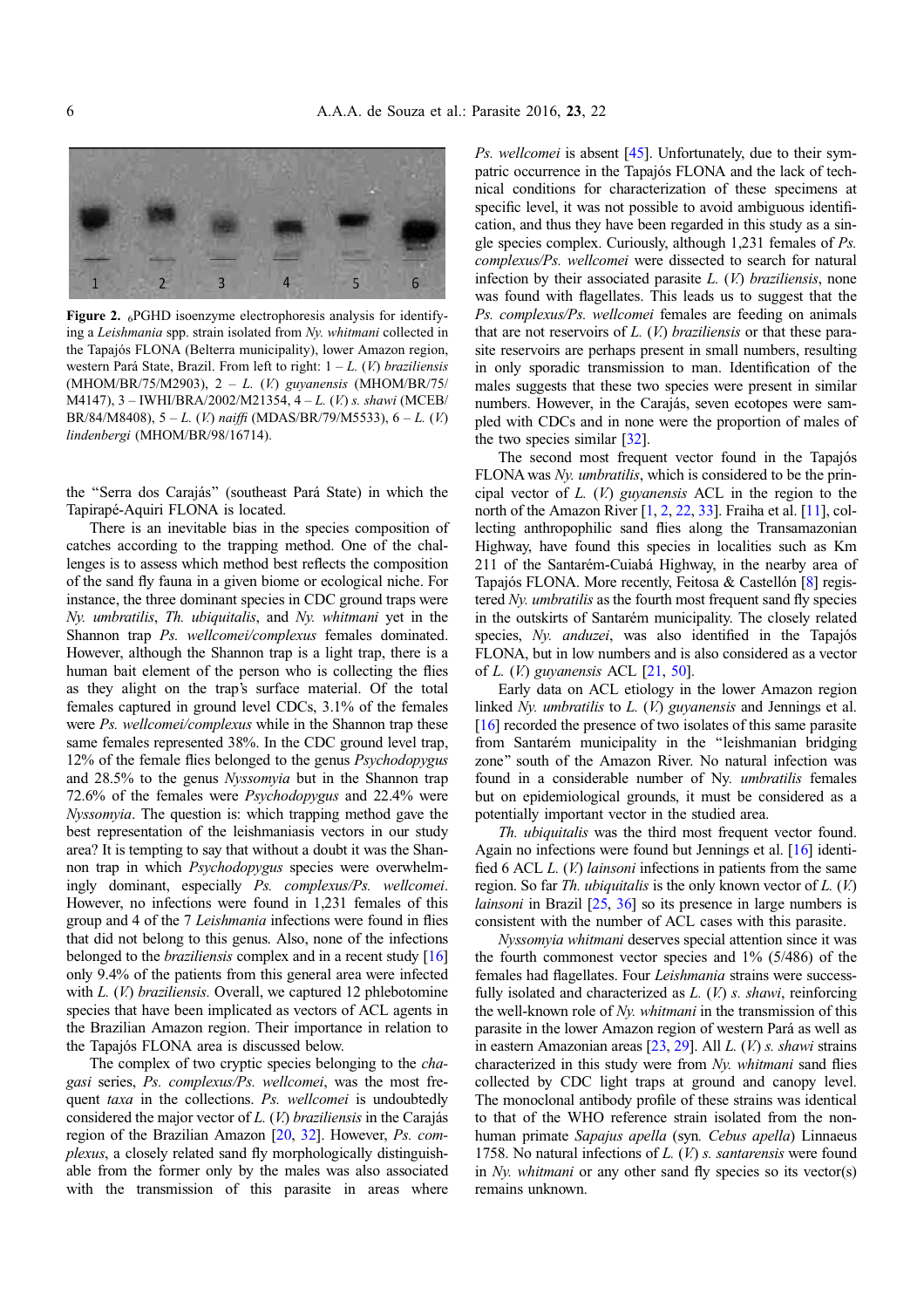Figure 2. $_6$PGHD isoenzyme electrophoresis analysis for identifying a *Leishmania* spp. strain isolated from *Ny. whitmani* collected in the Tapajós FLONA (Belterra municipality), lower Amazon region, western Pará State, Brazil. From left to right: 1 – *L.* (*V.*) *braziliensis* (MHOM/BR/75/M2903), 2 – *L.* (*V.*) *guyanensis* (MHOM/BR/75/M4147), 3 – IWHI/BRA/2002/M21354, 4 – *L.* (*V.*) *s. shawi* (MCEB/BR/84/M8408), 5 – *L.* (*V.*) *naiffi* (MDAS/BR/79/M5533), 6 – *L.* (*V.*) *lindenbergi* (MHOM/BR/98/16714).

the "Serra dos Carajás" (southeast Pará State) in which the Tapirapé-Aquiri FLONA is located.

There is an inevitable bias in the species composition of catches according to the trapping method. One of the challenges is to assess which method best reflects the composition of the sand fly fauna in a given biome or ecological niche. For instance, the three dominant species in CDC ground traps were *Ny. umbratilis*, *Th. ubiquitalis*, and *Ny. whitmani* yet in the Shannon trap *Ps. wellcomei/complexus* females dominated. However, although the Shannon trap is a light trap, there is a human bait element of the person who is collecting the flies as they alight on the trap's surface material. Of the total females captured in ground level CDCs, 3.1% of the females were *Ps. wellcomei/complexus* while in the Shannon trap these same females represented 38%. In the CDC ground level trap, 12% of the female flies belonged to the genus *Psychodopygus* and 28.5% to the genus *Nyssomyia* but in the Shannon trap 72.6% of the females were *Psychodopygus* and 22.4% were *Nyssomyia*. The question is: which trapping method gave the best representation of the leishmaniasis vectors in our study area? It is tempting to say that without a doubt it was the Shannon trap in which *Psychodopygus* species were overwhelmingly dominant, especially *Ps. complexus/Ps. wellcomei*. However, no infections were found in 1,231 females of this group and 4 of the 7 *Leishmania* infections were found in flies that did not belong to this genus. Also, none of the infections belonged to the *braziliensis* complex and in a recent study [16] only 9.4% of the patients from this general area were infected with *L.* (*V.*) *braziliensis*. Overall, we captured 12 phlebotomine species that have been implicated as vectors of ACL agents in the Brazilian Amazon region. Their importance in relation to the Tapajós FLONA area is discussed below.

The complex of two cryptic species belonging to the *chagasi* series, *Ps. complexus/Ps. wellcomei*, was the most frequent *taxa* in the collections. *Ps. wellcomei* is undoubtedly considered the major vector of *L.* (*V.*) *braziliensis* in the Carajás region of the Brazilian Amazon [20, 32]. However, *Ps. complexus*, a closely related sand fly morphologically distinguishable from the former only by the males was also associated with the transmission of this parasite in areas where *Ps. wellcomei* is absent [45]. Unfortunately, due to their sympatric occurrence in the Tapajós FLONA and the lack of technical conditions for characterization of these specimens at specific level, it was not possible to avoid ambiguous identification, and thus they have been regarded in this study as a single species complex. Curiously, although 1,231 females of *Ps. complexus/Ps. wellcomei* were dissected to search for natural infection by their associated parasite *L.* (*V.*) *braziliensis*, none was found with flagellates. This leads us to suggest that the *Ps. complexus/Ps. wellcomei* females are feeding on animals that are not reservoirs of *L.* (*V.*) *braziliensis* or that these parasite reservoirs are perhaps present in small numbers, resulting in only sporadic transmission to man. Identification of the males suggests that these two species were present in similar numbers. However, in the Carajás, seven ecotopes were sampled with CDCs and in none were the proportion of males of the two species similar [32].

The second most frequent vector found in the Tapajós FLONA was *Ny. umbratilis*, which is considered to be the principal vector of *L.* (*V.*) *guyanensis* ACL in the region to the north of the Amazon River [1, 2, 22, 33]. Fraiha et al. [11], collecting anthropophilic sand flies along the Transamazonian Highway, have found this species in localities such as Km 211 of the Santarém-Cuiabá Highway, in the nearby area of Tapajós FLONA. More recently, Feitosa & Castellón [8] registered *Ny. umbratilis* as the fourth most frequent sand fly species in the outskirts of Santarém municipality. The closely related species, *Ny. anduzei*, was also identified in the Tapajós FLONA, but in low numbers and is also considered as a vector of *L.* (*V.*) *guyanensis* ACL [21, 50].

Early data on ACL etiology in the lower Amazon region linked *Ny. umbratilis* to *L.* (*V.*) *guyanensis* and Jennings et al. [16] recorded the presence of two isolates of this same parasite from Santarém municipality in the "leishmanian bridging zone" south of the Amazon River. No natural infection was found in a considerable number of Ny. *umbratilis* females but on epidemiological grounds, it must be considered as a potentially important vector in the studied area.

*Th. ubiquitalis* was the third most frequent vector found. Again no infections were found but Jennings et al. [16] identified 6 ACL *L.* (*V.*) *lainsoni* infections in patients from the same region. So far *Th. ubiquitalis* is the only known vector of *L.* (*V.*) *lainsoni* in Brazil [25, 36] so its presence in large numbers is consistent with the number of ACL cases with this parasite.

*Nyssomyia whitmani* deserves special attention since it was the fourth commonest vector species and 1% (5/486) of the females had flagellates. Four *Leishmania* strains were successfully isolated and characterized as *L.* (*V.*) *s. shawi*, reinforcing the well-known role of *Ny. whitmani* in the transmission of this parasite in the lower Amazon region of western Pará as well as in eastern Amazonian areas [23, 29]. All *L.* (*V.*) *s. shawi* strains characterized in this study were from *Ny. whitmani* sand flies collected by CDC light traps at ground and canopy level. The monoclonal antibody profile of these strains was identical to that of the WHO reference strain isolated from the non-human primate *Sapajus apella* (syn. *Cebus apella*) Linnaeus 1758. No natural infections of *L.* (*V.*) *s. santarensis* were found in *Ny. whitmani* or any other sand fly species so its vector(s) remains unknown.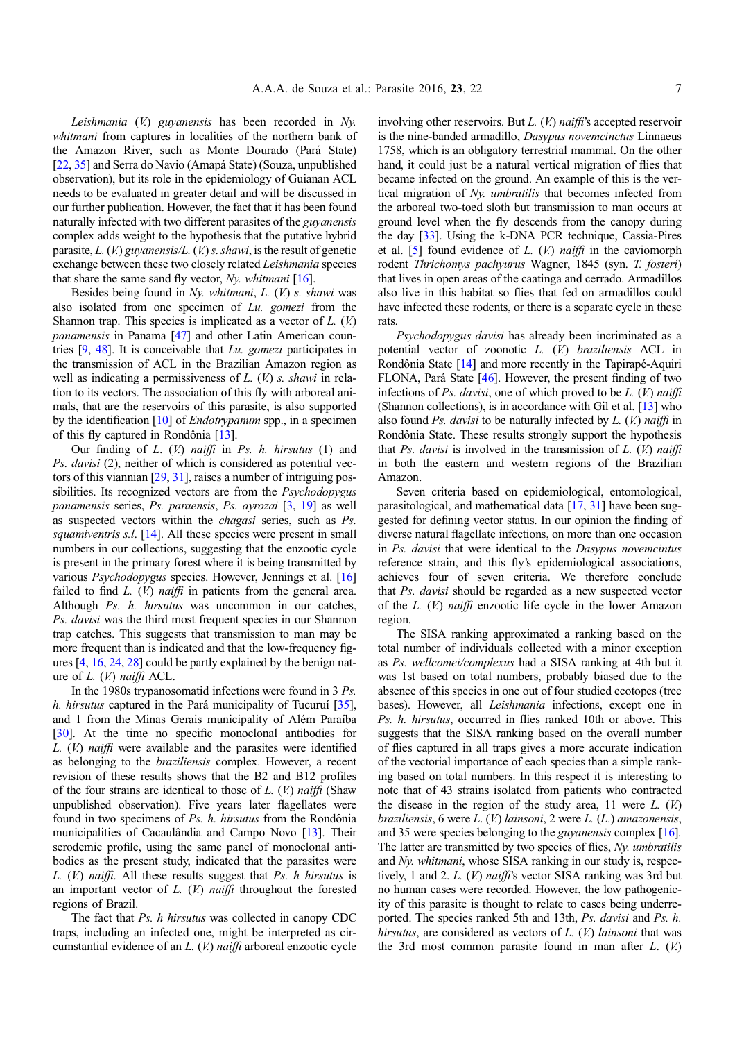*Leishmania* (*V.*) *guyanensis* has been recorded in *Ny. whitmani* from captures in localities of the northern bank of the Amazon River, such as Monte Dourado (Pará State) [22, 35] and Serra do Navio (Amapá State) (Souza, unpublished observation), but its role in the epidemiology of Guianan ACL needs to be evaluated in greater detail and will be discussed in our further publication. However, the fact that it has been found naturally infected with two different parasites of the *guyanensis* complex adds weight to the hypothesis that the putative hybrid parasite, *L.* (*V.*) *guyanensis*/*L.* (*V.*) *s. shawi*, is the result of genetic exchange between these two closely related *Leishmania* species that share the same sand fly vector, *Ny. whitmani* [16].

Besides being found in *Ny. whitmani*, *L.* (*V.*) *s. shawi* was also isolated from one specimen of *Lu. gomezi* from the Shannon trap. This species is implicated as a vector of *L.* (*V.*) *panamensis* in Panama [47] and other Latin American countries [9, 48]. It is conceivable that *Lu. gomezi* participates in the transmission of ACL in the Brazilian Amazon region as well as indicating a permissiveness of *L.* (*V.*) *s. shawi* in relation to its vectors. The association of this fly with arboreal animals, that are the reservoirs of this parasite, is also supported by the identification [10] of *Endotrypanum* spp., in a specimen of this fly captured in Rondônia [13].

Our finding of *L.* (*V.*) *naiffi* in *Ps. h. hirsutus* (1) and *Ps. davisi* (2), neither of which is considered as potential vectors of this viannian [29, 31], raises a number of intriguing possibilities. Its recognized vectors are from the *Psychodopygus panamensis* series, *Ps. paraensis*, *Ps. ayrozai* [3, 19] as well as suspected vectors within the *chagasi* series, such as *Ps. squamiventris s.l.* [14]. All these species were present in small numbers in our collections, suggesting that the enzootic cycle is present in the primary forest where it is being transmitted by various *Psychodopygus* species. However, Jennings et al. [16] failed to find *L.* (*V.*) *naiffi* in patients from the general area. Although *Ps. h. hirsutus* was uncommon in our catches, *Ps. davisi* was the third most frequent species in our Shannon trap catches. This suggests that transmission to man may be more frequent than is indicated and that the low-frequency figures [4, 16, 24, 28] could be partly explained by the benign nature of *L.* (*V.*) *naiffi* ACL.

In the 1980s trypanosomatid infections were found in 3 *Ps. h. hirsutus* captured in the Pará municipality of Tucuruí [35], and 1 from the Minas Gerais municipality of Além Paraíba [30]. At the time no specific monoclonal antibodies for *L.* (*V.*) *naiffi* were available and the parasites were identified as belonging to the *braziliensis* complex. However, a recent revision of these results shows that the B2 and B12 profiles of the four strains are identical to those of *L.* (*V.*) *naiffi* (Shaw unpublished observation). Five years later flagellates were found in two specimens of *Ps. h. hirsutus* from the Rondônia municipalities of Cacaulândia and Campo Novo [13]. Their serodemic profile, using the same panel of monoclonal antibodies as the present study, indicated that the parasites were *L.* (*V.*) *naiffi*. All these results suggest that *Ps. h hirsutus* is an important vector of *L.* (*V.*) *naiffi* throughout the forested regions of Brazil.

The fact that *Ps. h hirsutus* was collected in canopy CDC traps, including an infected one, might be interpreted as circumstantial evidence of an *L.* (*V.*) *naiffi* arboreal enzootic cycle involving other reservoirs. But *L.* (*V.*) *naiffi*'s accepted reservoir is the nine-banded armadillo, *Dasypus novemcinctus* Linnaeus 1758, which is an obligatory terrestrial mammal. On the other hand, it could just be a natural vertical migration of flies that became infected on the ground. An example of this is the vertical migration of *Ny. umbratilis* that becomes infected from the arboreal two-toed sloth but transmission to man occurs at ground level when the fly descends from the canopy during the day [33]. Using the k-DNA PCR technique, Cassia-Pires et al. [5] found evidence of *L.* (*V.*) *naiffi* in the caviomorph rodent *Thrichomys pachyurus* Wagner, 1845 (syn. *T. fosteri*) that lives in open areas of the caatinga and cerrado. Armadillos also live in this habitat so flies that fed on armadillos could have infected these rodents, or there is a separate cycle in these rats.

*Psychodopygus davisi* has already been incriminated as a potential vector of zoonotic *L.* (*V.*) *braziliensis* ACL in Rondônia State [14] and more recently in the Tapirapé-Aquiri FLONA, Pará State [46]. However, the present finding of two infections of *Ps. davisi*, one of which proved to be *L.* (*V.*) *naiffi* (Shannon collections), is in accordance with Gil et al. [13] who also found *Ps. davisi* to be naturally infected by *L.* (*V.*) *naiffi* in Rondônia State. These results strongly support the hypothesis that *Ps. davisi* is involved in the transmission of *L.* (*V.*) *naiffi* in both the eastern and western regions of the Brazilian Amazon.

Seven criteria based on epidemiological, entomological, parasitological, and mathematical data [17, 31] have been suggested for defining vector status. In our opinion the finding of diverse natural flagellate infections, on more than one occasion in *Ps. davisi* that were identical to the *Dasypus novemcintus* reference strain, and this fly's epidemiological associations, achieves four of seven criteria. We therefore conclude that *Ps. davisi* should be regarded as a new suspected vector of the *L.* (*V.*) *naiffi* enzootic life cycle in the lower Amazon region.

The SISA ranking approximated a ranking based on the total number of individuals collected with a minor exception as *Ps. wellcomei/complexus* had a SISA ranking at 4th but it was 1st based on total numbers, probably biased due to the absence of this species in one out of four studied ecotopes (tree bases). However, all *Leishmania* infections, except one in *Ps. h. hirsutus*, occurred in flies ranked 10th or above. This suggests that the SISA ranking based on the overall number of flies captured in all traps gives a more accurate indication of the vectorial importance of each species than a simple ranking based on total numbers. In this respect it is interesting to note that of 43 strains isolated from patients who contracted the disease in the region of the study area, 11 were *L.* (*V.*) *braziliensis*, 6 were *L.* (*V.*) *lainsoni*, 2 were *L.* (*L.*) *amazonensis*, and 35 were species belonging to the *guyanensis* complex [16]. The latter are transmitted by two species of flies, *Ny. umbratilis* and *Ny. whitmani*, whose SISA ranking in our study is, respectively, 1 and 2. *L.* (*V.*) *naiffi*'s vector SISA ranking was 3rd but no human cases were recorded. However, the low pathogenicity of this parasite is thought to relate to cases being underreported. The species ranked 5th and 13th, *Ps. davisi* and *Ps. h. hirsutus*, are considered as vectors of *L.* (*V.*) *lainsoni* that was the 3rd most common parasite found in man after *L.* (*V.*)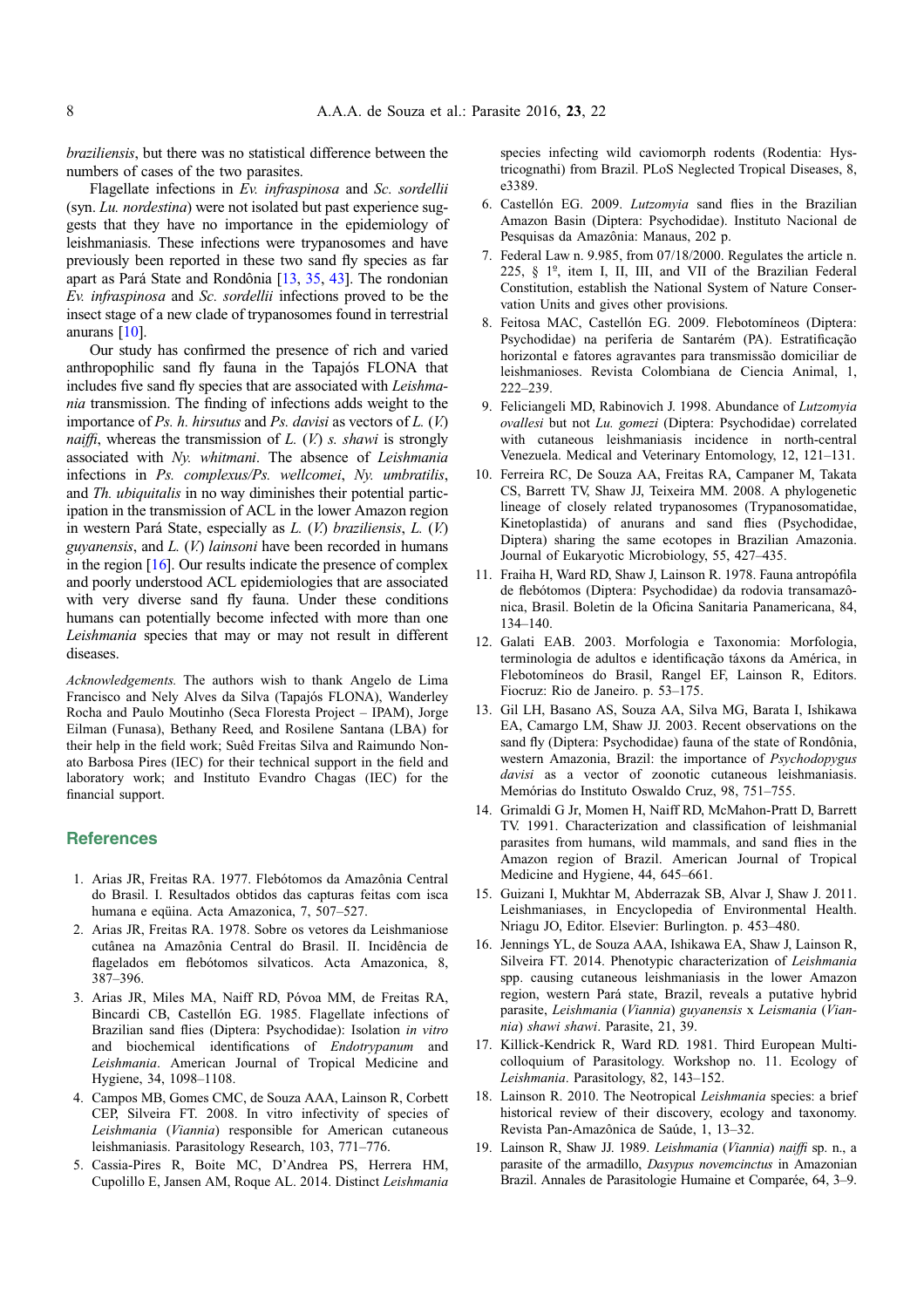*braziliensis*, but there was no statistical difference between the numbers of cases of the two parasites.

Flagellate infections in *Ev. infraspinosa* and *Sc. sordellii* (syn. *Lu. nordestina*) were not isolated but past experience suggests that they have no importance in the epidemiology of leishmaniasis. These infections were trypanosomes and have previously been reported in these two sand fly species as far apart as Pará State and Rondônia [13, 35, 43]. The rondonian *Ev. infraspinosa* and *Sc. sordellii* infections proved to be the insect stage of a new clade of trypanosomes found in terrestrial anurans [10].

Our study has confirmed the presence of rich and varied anthropophilic sand fly fauna in the Tapajós FLONA that includes five sand fly species that are associated with *Leishmania* transmission. The finding of infections adds weight to the importance of *Ps. h. hirsutus* and *Ps. davisi* as vectors of *L.* (*V.*) *naiffi*, whereas the transmission of *L.* (*V.*) *s. shawi* is strongly associated with *Ny. whitmani*. The absence of *Leishmania* infections in *Ps. complexus/Ps. wellcomei*, *Ny. umbratilis*, and *Th. ubiquitalis* in no way diminishes their potential participation in the transmission of ACL in the lower Amazon region in western Pará State, especially as *L.* (*V.*) *braziliensis*, *L.* (*V.*) *guyanensis*, and *L.* (*V.*) *lainsoni* have been recorded in humans in the region [16]. Our results indicate the presence of complex and poorly understood ACL epidemiologies that are associated with very diverse sand fly fauna. Under these conditions humans can potentially become infected with more than one *Leishmania* species that may or may not result in different diseases.

*Acknowledgements.* The authors wish to thank Angelo de Lima Francisco and Nely Alves da Silva (Tapajós FLONA), Wanderley Rocha and Paulo Moutinho (Seca Floresta Project – IPAM), Jorge Eilman (Funasa), Bethany Reed, and Rosilene Santana (LBA) for their help in the field work; Suêd Freitas Silva and Raimundo Nonato Barbosa Pires (IEC) for their technical support in the field and laboratory work; and Instituto Evandro Chagas (IEC) for the financial support.

## References

1. Arias JR, Freitas RA. 1977. Flebótomos da Amazônia Central do Brasil. I. Resultados obtidos das capturas feitas com isca humana e eqüina. Acta Amazonica, 7, 507–527.
2. Arias JR, Freitas RA. 1978. Sobre os vetores da Leishmaniose cutânea na Amazônia Central do Brasil. II. Incidência de flagelados em flebótomos silvaticos. Acta Amazonica, 8, 387–396.
3. Arias JR, Miles MA, Naiff RD, Póvoa MM, de Freitas RA, Bincardi CB, Castellón EG. 1985. Flagellate infections of Brazilian sand flies (Diptera: Psychodidae): Isolation *in vitro* and biochemical identifications of *Endotrypanum* and *Leishmania*. American Journal of Tropical Medicine and Hygiene, 34, 1098–1108.
4. Campos MB, Gomes CMC, de Souza AAA, Lainson R, Corbett CEP, Silveira FT. 2008. In vitro infectivity of species of *Leishmania* (*Viannia*) responsible for American cutaneous leishmaniasis. Parasitology Research, 103, 771–776.
5. Cassia-Pires R, Boite MC, D'Andrea PS, Herrera HM, Cupolillo E, Jansen AM, Roque AL. 2014. Distinct *Leishmania* species infecting wild caviomorph rodents (Rodentia: Hystricognathi) from Brazil. PLoS Neglected Tropical Diseases, 8, e3389.
6. Castellón EG. 2009. *Lutzomyia* sand flies in the Brazilian Amazon Basin (Diptera: Psychodidae). Instituto Nacional de Pesquisas da Amazônia: Manaus, 202 p.
7. Federal Law n. 9.985, from 07/18/2000. Regulates the article n. 225, § 1º, item I, II, III, and VII of the Brazilian Federal Constitution, establish the National System of Nature Conservation Units and gives other provisions.
8. Feitosa MAC, Castellón EG. 2009. Flebotomíneos (Diptera: Psychodidae) na periferia de Santarém (PA). Estratificação horizontal e fatores agravantes para transmissão domiciliar de leishmanioses. Revista Colombiana de Ciencia Animal, 1, 222–239.
9. Feliciangeli MD, Rabinovich J. 1998. Abundance of *Lutzomyia ovallesi* but not *Lu. gomezi* (Diptera: Psychodidae) correlated with cutaneous leishmaniasis incidence in north-central Venezuela. Medical and Veterinary Entomology, 12, 121–131.
10. Ferreira RC, De Souza AA, Freitas RA, Campaner M, Takata CS, Barrett TV, Shaw JJ, Teixeira MM. 2008. A phylogenetic lineage of closely related trypanosomes (Trypanosomatidae, Kinetoplastida) of anurans and sand flies (Psychodidae, Diptera) sharing the same ecotopes in Brazilian Amazonia. Journal of Eukaryotic Microbiology, 55, 427–435.
11. Fraiha H, Ward RD, Shaw J, Lainson R. 1978. Fauna antropófila de flebótomos (Diptera: Psychodidae) da rodovia transamazônica, Brasil. Boletin de la Oficina Sanitaria Panamericana, 84, 134–140.
12. Galati EAB. 2003. Morfologia e Taxonomia: Morfologia, terminologia de adultos e identificação táxons da América, in Flebotomíneos do Brasil, Rangel EF, Lainson R, Editors. Fiocruz: Rio de Janeiro. p. 53–175.
13. Gil LH, Basano AS, Souza AA, Silva MG, Barata I, Ishikawa EA, Camargo LM, Shaw JJ. 2003. Recent observations on the sand fly (Diptera: Psychodidae) fauna of the state of Rondônia, western Amazonia, Brazil: the importance of *Psychodopygus davisi* as a vector of zoonotic cutaneous leishmaniasis. Memórias do Instituto Oswaldo Cruz, 98, 751–755.
14. Grimaldi G Jr, Momen H, Naiff RD, McMahon-Pratt D, Barrett TV. 1991. Characterization and classification of leishmanial parasites from humans, wild mammals, and sand flies in the Amazon region of Brazil. American Journal of Tropical Medicine and Hygiene, 44, 645–661.
15. Guizani I, Mukhtar M, Abderrazak SB, Alvar J, Shaw J. 2011. Leishmaniases, in Encyclopedia of Environmental Health. Nriagu JO, Editor. Elsevier: Burlington. p. 453–480.
16. Jennings YL, de Souza AAA, Ishikawa EA, Shaw J, Lainson R, Silveira FT. 2014. Phenotypic characterization of *Leishmania* spp. causing cutaneous leishmaniasis in the lower Amazon region, western Pará state, Brazil, reveals a putative hybrid parasite, *Leishmania* (*Viannia*) *guyanensis* x *Leismania* (*Viannia*) *shawi shawi*. Parasite, 21, 39.
17. Killick-Kendrick R, Ward RD. 1981. Third European Multicolloquium of Parasitology. Workshop no. 11. Ecology of *Leishmania*. Parasitology, 82, 143–152.
18. Lainson R. 2010. The Neotropical *Leishmania* species: a brief historical review of their discovery, ecology and taxonomy. Revista Pan-Amazônica de Saúde, 1, 13–32.
19. Lainson R, Shaw JJ. 1989. *Leishmania* (*Viannia*) *naiffi* sp. n., a parasite of the armadillo, *Dasypus novemcinctus* in Amazonian Brazil. Annales de Parasitologie Humaine et Comparée, 64, 3–9.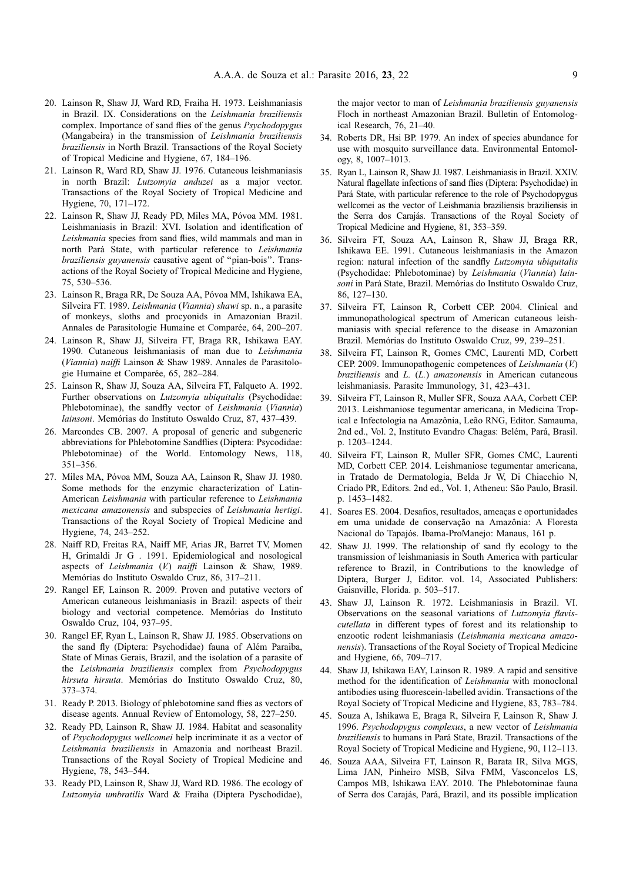20. Lainson R, Shaw JJ, Ward RD, Fraiha H. 1973. Leishmaniasis in Brazil. IX. Considerations on the *Leishmania braziliensis* complex. Importance of sand flies of the genus *Psychodopygus* (Mangabeira) in the transmission of *Leishmania braziliensis braziliensis* in North Brazil. Transactions of the Royal Society of Tropical Medicine and Hygiene, 67, 184–196.
21. Lainson R, Ward RD, Shaw JJ. 1976. Cutaneous leishmaniasis in north Brazil: *Lutzomyia anduzei* as a major vector. Transactions of the Royal Society of Tropical Medicine and Hygiene, 70, 171–172.
22. Lainson R, Shaw JJ, Ready PD, Miles MA, Póvoa MM. 1981. Leishmaniasis in Brazil: XVI. Isolation and identification of *Leishmania* species from sand flies, wild mammals and man in north Pará State, with particular reference to *Leishmania braziliensis guyanensis* causative agent of "pian-bois". Transactions of the Royal Society of Tropical Medicine and Hygiene, 75, 530–536.
23. Lainson R, Braga RR, De Souza AA, Póvoa MM, Ishikawa EA, Silveira FT. 1989. *Leishmania* (*Viannia*) *shawi* sp. n., a parasite of monkeys, sloths and procyonids in Amazonian Brazil. Annales de Parasitologie Humaine et Comparée, 64, 200–207.
24. Lainson R, Shaw JJ, Silveira FT, Braga RR, Ishikawa EAY. 1990. Cutaneous leishmaniasis of man due to *Leishmania* (*Viannia*) *naiffi* Lainson & Shaw 1989. Annales de Parasitologie Humaine et Comparée, 65, 282–284.
25. Lainson R, Shaw JJ, Souza AA, Silveira FT, Falqueto A. 1992. Further observations on *Lutzomyia ubiquitalis* (Psychodidae: Phlebotominae), the sandfly vector of *Leishmania* (*Viannia*) *lainsoni*. Memórias do Instituto Oswaldo Cruz, 87, 437–439.
26. Marcondes CB. 2007. A proposal of generic and subgeneric abbreviations for Phlebotomine Sandflies (Diptera: Psycodidae: Phlebotominae) of the World. Entomology News, 118, 351–356.
27. Miles MA, Póvoa MM, Souza AA, Lainson R, Shaw JJ. 1980. Some methods for the enzymic characterization of Latin-American *Leishmania* with particular reference to *Leishmania mexicana amazonensis* and subspecies of *Leishmania hertigi*. Transactions of the Royal Society of Tropical Medicine and Hygiene, 74, 243–252.
28. Naiff RD, Freitas RA, Naiff MF, Arias JR, Barret TV, Momen H, Grimaldi Jr G . 1991. Epidemiological and nosological aspects of *Leishmania* (*V.*) *naiffi* Lainson & Shaw, 1989. Memórias do Instituto Oswaldo Cruz, 86, 317–211.
29. Rangel EF, Lainson R. 2009. Proven and putative vectors of American cutaneous leishmaniasis in Brazil: aspects of their biology and vectorial competence. Memórias do Instituto Oswaldo Cruz, 104, 937–95.
30. Rangel EF, Ryan L, Lainson R, Shaw JJ. 1985. Observations on the sand fly (Diptera: Psychodidae) fauna of Além Paraiba, State of Minas Gerais, Brazil, and the isolation of a parasite of the *Leishmania braziliensis* complex from *Psychodopygus hirsuta hirsuta*. Memórias do Instituto Oswaldo Cruz, 80, 373–374.
31. Ready P. 2013. Biology of phlebotomine sand flies as vectors of disease agents. Annual Review of Entomology, 58, 227–250.
32. Ready PD, Lainson R, Shaw JJ. 1984. Habitat and seasonality of *Psychodopygus wellcomei* help incriminate it as a vector of *Leishmania braziliensis* in Amazonia and northeast Brazil. Transactions of the Royal Society of Tropical Medicine and Hygiene, 78, 543–544.
33. Ready PD, Lainson R, Shaw JJ, Ward RD. 1986. The ecology of *Lutzomyia umbratilis* Ward & Fraiha (Diptera Pyschodidae), the major vector to man of *Leishmania braziliensis guyanensis* Floch in northeast Amazonian Brazil. Bulletin of Entomological Research, 76, 21–40.
34. Roberts DR, Hsi BP. 1979. An index of species abundance for use with mosquito surveillance data. Environmental Entomology, 8, 1007–1013.
35. Ryan L, Lainson R, Shaw JJ. 1987. Leishmaniasis in Brazil. XXIV. Natural flagellate infections of sand flies (Diptera: Psychodidae) in Pará State, with particular reference to the role of Psychodopygus wellcomei as the vector of Leishmania braziliensis braziliensis in the Serra dos Carajás. Transactions of the Royal Society of Tropical Medicine and Hygiene, 81, 353–359.
36. Silveira FT, Souza AA, Lainson R, Shaw JJ, Braga RR, Ishikawa EE. 1991. Cutaneous leishmaniasis in the Amazon region: natural infection of the sandfly *Lutzomyia ubiquitalis* (Psychodidae: Phlebotominae) by *Leishmania* (*Viannia*) *lainsoni* in Pará State, Brazil. Memórias do Instituto Oswaldo Cruz, 86, 127–130.
37. Silveira FT, Lainson R, Corbett CEP. 2004. Clinical and immunopathological spectrum of American cutaneous leishmaniasis with special reference to the disease in Amazonian Brazil. Memórias do Instituto Oswaldo Cruz, 99, 239–251.
38. Silveira FT, Lainson R, Gomes CMC, Laurenti MD, Corbett CEP. 2009. Immunopathogenic competences of *Leishmania* (*V.*) *braziliensis* and *L.* (*L.*) *amazonensis* in American cutaneous leishmaniasis. Parasite Immunology, 31, 423–431.
39. Silveira FT, Lainson R, Muller SFR, Souza AAA, Corbett CEP. 2013. Leishmaniose tegumentar americana, in Medicina Tropical e Infectologia na Amazônia, Leão RNG, Editor. Samauma, 2nd ed., Vol. 2, Instituto Evandro Chagas: Belém, Pará, Brasil. p. 1203–1244.
40. Silveira FT, Lainson R, Muller SFR, Gomes CMC, Laurenti MD, Corbett CEP. 2014. Leishmaniose tegumentar americana, in Tratado de Dermatologia, Belda Jr W, Di Chiacchio N, Criado PR, Editors. 2nd ed., Vol. 1, Atheneu: São Paulo, Brasil. p. 1453–1482.
41. Soares ES. 2004. Desafios, resultados, ameaças e oportunidades em uma unidade de conservação na Amazônia: A Floresta Nacional do Tapajós. Ibama-ProManejo: Manaus, 161 p.
42. Shaw JJ. 1999. The relationship of sand fly ecology to the transmission of leishmaniasis in South America with particular reference to Brazil, in Contributions to the knowledge of Diptera, Burger J, Editor. vol. 14, Associated Publishers: Gaisnville, Florida. p. 503–517.
43. Shaw JJ, Lainson R. 1972. Leishmaniasis in Brazil. VI. Observations on the seasonal variations of *Lutzomyia flaviscutellata* in different types of forest and its relationship to enzootic rodent leishmaniasis (*Leishmania mexicana amazonensis*). Transactions of the Royal Society of Tropical Medicine and Hygiene, 66, 709–717.
44. Shaw JJ, Ishikawa EAY, Lainson R. 1989. A rapid and sensitive method for the identification of *Leishmania* with monoclonal antibodies using fluorescein-labelled avidin. Transactions of the Royal Society of Tropical Medicine and Hygiene, 83, 783–784.
45. Souza A, Ishikawa E, Braga R, Silveira F, Lainson R, Shaw J. 1996. *Psychodopygus complexus*, a new vector of *Leishmania braziliensis* to humans in Pará State, Brazil. Transactions of the Royal Society of Tropical Medicine and Hygiene, 90, 112–113.
46. Souza AAA, Silveira FT, Lainson R, Barata IR, Silva MGS, Lima JAN, Pinheiro MSB, Silva FMM, Vasconcelos LS, Campos MB, Ishikawa EAY. 2010. The Phlebotominae fauna of Serra dos Carajás, Pará, Brazil, and its possible implication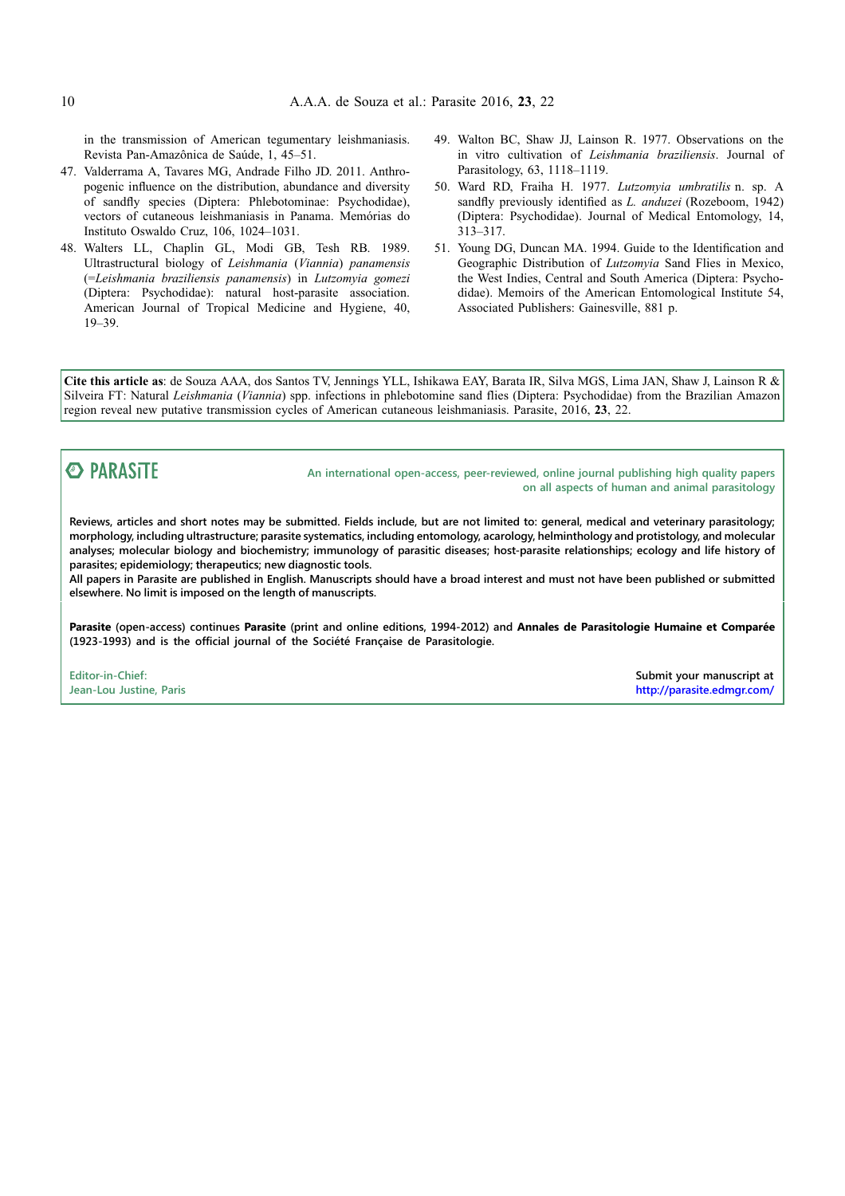in the transmission of American tegumentary leishmaniasis. Revista Pan-Amazônica de Saúde, 1, 45–51.

47. Valderrama A, Tavares MG, Andrade Filho JD. 2011. Anthropogenic influence on the distribution, abundance and diversity of sandfly species (Diptera: Phlebotominae: Psychodidae), vectors of cutaneous leishmaniasis in Panama. Memórias do Instituto Oswaldo Cruz, 106, 1024–1031.
48. Walters LL, Chaplin GL, Modi GB, Tesh RB. 1989. Ultrastructural biology of *Leishmania* (*Viannia*) *panamensis* (=*Leishmania braziliensis panamensis*) in *Lutzomyia gomezi* (Diptera: Psychodidae): natural host-parasite association. American Journal of Tropical Medicine and Hygiene, 40, 19–39.
49. Walton BC, Shaw JJ, Lainson R. 1977. Observations on the in vitro cultivation of *Leishmania braziliensis*. Journal of Parasitology, 63, 1118–1119.
50. Ward RD, Fraiha H. 1977. *Lutzomyia umbratilis* n. sp. A sandfly previously identified as *L. anduzei* (Rozeboom, 1942) (Diptera: Psychodidae). Journal of Medical Entomology, 14, 313–317.
51. Young DG, Duncan MA. 1994. Guide to the Identification and Geographic Distribution of *Lutzomyia* Sand Flies in Mexico, the West Indies, Central and South America (Diptera: Psychodidae). Memoirs of the American Entomological Institute 54, Associated Publishers: Gainesville, 881 p.

**Cite this article as**: de Souza AAA, dos Santos TV, Jennings YLL, Ishikawa EAY, Barata IR, Silva MGS, Lima JAN, Shaw J, Lainson R & Silveira FT: Natural *Leishmania* (*Viannia*) spp. infections in phlebotomine sand flies (Diptera: Psychodidae) from the Brazilian Amazon region reveal new putative transmission cycles of American cutaneous leishmaniasis. Parasite, 2016, **23**, 22.

**PARASITE**

An international open-access, peer-reviewed, online journal publishing high quality papers on all aspects of human and animal parasitology

**Reviews, articles and short notes may be submitted. Fields include, but are not limited to: general, medical and veterinary parasitology; morphology, including ultrastructure; parasite systematics, including entomology, acarology, helminthology and protistology, and molecular analyses; molecular biology and biochemistry; immunology of parasitic diseases; host-parasite relationships; ecology and life history of parasites; epidemiology; therapeutics; new diagnostic tools.**
**All papers in Parasite are published in English. Manuscripts should have a broad interest and must not have been published or submitted elsewhere. No limit is imposed on the length of manuscripts.**

**Parasite** (open-access) continues **Parasite** (print and online editions, 1994-2012) and **Annales de Parasitologie Humaine et Comparée** (1923-1993) and is the official journal of the Société Française de Parasitologie.

Editor-in-Chief:
Jean-Lou Justine, Paris

Submit your manuscript at
http://parasite.edmgr.com/